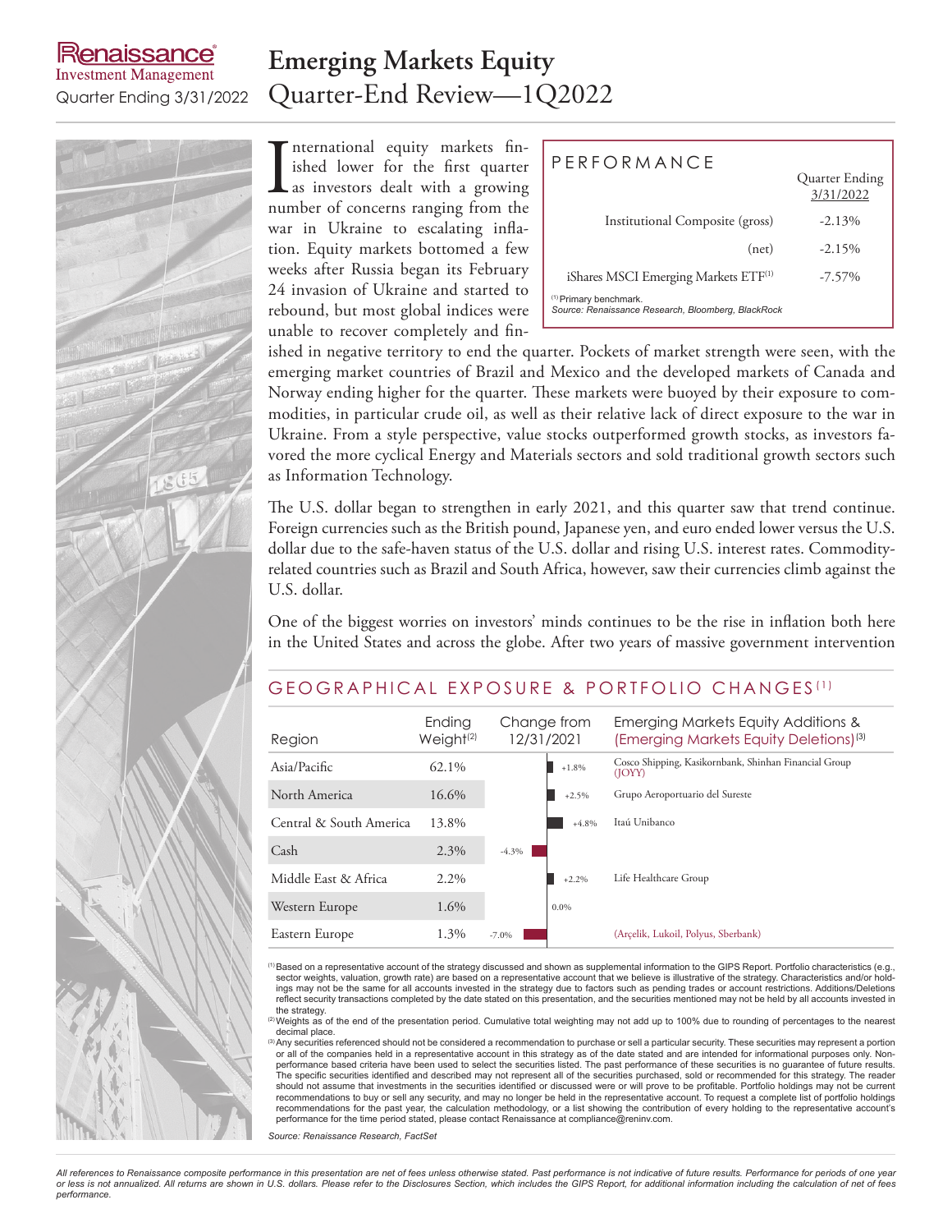Renaissance Investment Management

Quarter Ending 3/31/2022

# Emerging Markets Equity
## Quarter-End Review—1Q2022

International equity markets finished lower for the first quarter as investors dealt with a growing number of concerns ranging from the war in Ukraine to escalating inflation. Equity markets bottomed a few weeks after Russia began its February 24 invasion of Ukraine and started to rebound, but most global indices were unable to recover completely and finished in negative territory to end the quarter. Pockets of market strength were seen, with the emerging market countries of Brazil and Mexico and the developed markets of Canada and Norway ending higher for the quarter. These markets were buoyed by their exposure to commodities, in particular crude oil, as well as their relative lack of direct exposure to the war in Ukraine. From a style perspective, value stocks outperformed growth stocks, as investors favored the more cyclical Energy and Materials sectors and sold traditional growth sectors such as Information Technology.

### PERFORMANCE

| | Quarter Ending 3/31/2022 |
|---|---|
| Institutional Composite (gross) | -2.13% |
| (net) | -2.15% |
| iShares MSCI Emerging Markets ETF[1] | -7.57% |

[1] Primary benchmark.
*Source: Renaissance Research, Bloomberg, BlackRock*

The U.S. dollar began to strengthen in early 2021, and this quarter saw that trend continue. Foreign currencies such as the British pound, Japanese yen, and euro ended lower versus the U.S. dollar due to the safe-haven status of the U.S. dollar and rising U.S. interest rates. Commodity-related countries such as Brazil and South Africa, however, saw their currencies climb against the U.S. dollar.

One of the biggest worries on investors' minds continues to be the rise in inflation both here in the United States and across the globe. After two years of massive government intervention

### GEOGRAPHICAL EXPOSURE & PORTFOLIO CHANGES[1]

| Region | Ending Weight[2] | Change from 12/31/2021 | Emerging Markets Equity Additions & (Emerging Markets Equity Deletions)[3] |
|---|---|---|---|
| Asia/Pacific | 62.1% | +1.8% | Cosco Shipping, Kasikornbank, Shinhan Financial Group (JOYY) |
| North America | 16.6% | +2.5% | Grupo Aeroportuario del Sureste |
| Central & South America | 13.8% | +4.8% | Itaú Unibanco |
| Cash | 2.3% | -4.3% | |
| Middle East & Africa | 2.2% | +2.2% | Life Healthcare Group |
| Western Europe | 1.6% | 0.0% | |
| Eastern Europe | 1.3% | -7.0% | (Arçelik, Lukoil, Polyus, Sberbank) |

[1] Based on a representative account of the strategy discussed and shown as supplemental information to the GIPS Report. Portfolio characteristics (e.g., sector weights, valuation, growth rate) are based on a representative account that we believe is illustrative of the strategy. Characteristics and/or holdings may not be the same for all accounts invested in the strategy due to factors such as pending trades or account restrictions. Additions/Deletions reflect security transactions completed by the date stated on this presentation, and the securities mentioned may not be held by all accounts invested in the strategy.
[2] Weights as of the end of the presentation period. Cumulative total weighting may not add up to 100% due to rounding of percentages to the nearest decimal place.
[3] Any securities referenced should not be considered a recommendation to purchase or sell a particular security. These securities may represent a portion or all of the companies held in a representative account in this strategy as of the date stated and are intended for informational purposes only. Non-performance based criteria have been used to select the securities listed. The past performance of these securities is no guarantee of future results. The specific securities identified and described may not represent all of the securities purchased, sold or recommended for this strategy. The reader should not assume that investments in the securities identified or discussed were or will prove to be profitable. Portfolio holdings may not be current recommendations to buy or sell any security, and may no longer be held in the representative account. To request a complete list of portfolio holdings recommendations for the past year, the calculation methodology, or a list showing the contribution of every holding to the representative account's performance for the time period stated, please contact Renaissance at compliance@reninv.com.

*Source: Renaissance Research, FactSet*

*All references to Renaissance composite performance in this presentation are net of fees unless otherwise stated. Past performance is not indicative of future results. Performance for periods of one year or less is not annualized. All returns are shown in U.S. dollars. Please refer to the Disclosures Section, which includes the GIPS Report, for additional information including the calculation of net of fees performance.*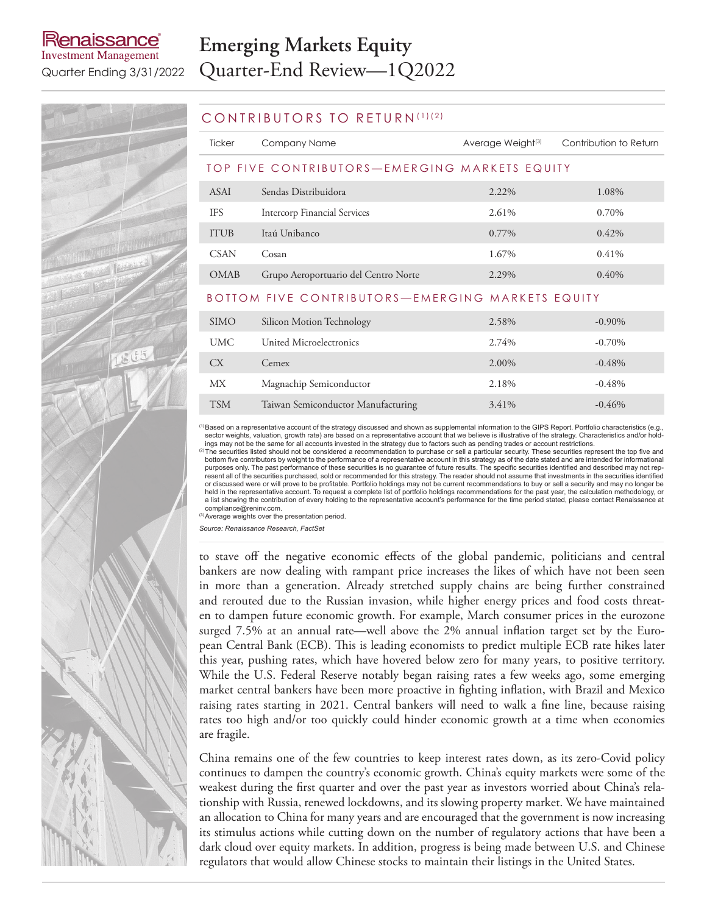## CONTRIBUTORS TO RETURN[1][2]

| Ticker | Company Name | Average Weight[3] | Contribution to Return |
|---|---|---|---|
| **TOP FIVE CONTRIBUTORS—EMERGING MARKETS EQUITY** | | | |
| ASAI | Sendas Distribuidora | 2.22% | 1.08% |
| IFS | Intercorp Financial Services | 2.61% | 0.70% |
| ITUB | Itaú Unibanco | 0.77% | 0.42% |
| CSAN | Cosan | 1.67% | 0.41% |
| OMAB | Grupo Aeroportuario del Centro Norte | 2.29% | 0.40% |
| **BOTTOM FIVE CONTRIBUTORS—EMERGING MARKETS EQUITY** | | | |
| SIMO | Silicon Motion Technology | 2.58% | -0.90% |
| UMC | United Microelectronics | 2.74% | -0.70% |
| CX | Cemex | 2.00% | -0.48% |
| MX | Magnachip Semiconductor | 2.18% | -0.48% |
| TSM | Taiwan Semiconductor Manufacturing | 3.41% | -0.46% |

[1] Based on a representative account of the strategy discussed and shown as supplemental information to the GIPS Report. Portfolio characteristics (e.g., sector weights, valuation, growth rate) are based on a representative account that we believe is illustrative of the strategy. Characteristics and/or holdings may not be the same for all accounts invested in the strategy due to factors such as pending trades or account restrictions.
[2] The securities listed should not be considered a recommendation to purchase or sell a particular security. These securities represent the top five and bottom five contributors by weight to the performance of a representative account in this strategy as of the date stated and are intended for informational purposes only. The past performance of these securities is no guarantee of future results. The specific securities identified and described may not represent all of the securities purchased, sold or recommended for this strategy. The reader should not assume that investments in the securities identified or discussed were or will prove to be profitable. Portfolio holdings may not be current recommendations to buy or sell a security and may no longer be held in the representative account. To request a complete list of portfolio holdings recommendations for the past year, the calculation methodology, or a list showing the contribution of every holding to the representative account's performance for the time period stated, please contact Renaissance at compliance@reninv.com.
[3] Average weights over the presentation period.

*Source: Renaissance Research, FactSet*

to stave off the negative economic effects of the global pandemic, politicians and central bankers are now dealing with rampant price increases the likes of which have not been seen in more than a generation. Already stretched supply chains are being further constrained and rerouted due to the Russian invasion, while higher energy prices and food costs threaten to dampen future economic growth. For example, March consumer prices in the eurozone surged 7.5% at an annual rate—well above the 2% annual inflation target set by the European Central Bank (ECB). This is leading economists to predict multiple ECB rate hikes later this year, pushing rates, which have hovered below zero for many years, to positive territory. While the U.S. Federal Reserve notably began raising rates a few weeks ago, some emerging market central bankers have been more proactive in fighting inflation, with Brazil and Mexico raising rates starting in 2021. Central bankers will need to walk a fine line, because raising rates too high and/or too quickly could hinder economic growth at a time when economies are fragile.

China remains one of the few countries to keep interest rates down, as its zero-Covid policy continues to dampen the country's economic growth. China's equity markets were some of the weakest during the first quarter and over the past year as investors worried about China's relationship with Russia, renewed lockdowns, and its slowing property market. We have maintained an allocation to China for many years and are encouraged that the government is now increasing its stimulus actions while cutting down on the number of regulatory actions that have been a dark cloud over equity markets. In addition, progress is being made between U.S. and Chinese regulators that would allow Chinese stocks to maintain their listings in the United States.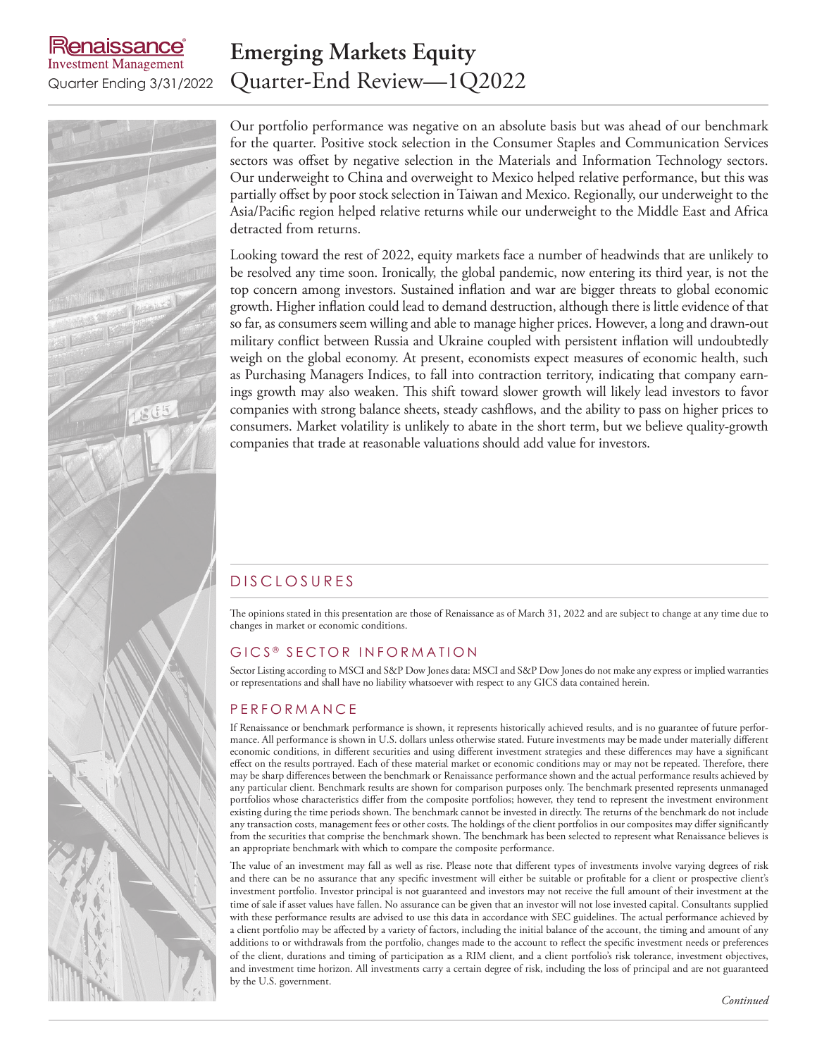# Emerging Markets Equity

## Quarter-End Review—1Q2022

Renaissance Investment Management
Quarter Ending 3/31/2022

Our portfolio performance was negative on an absolute basis but was ahead of our benchmark for the quarter. Positive stock selection in the Consumer Staples and Communication Services sectors was offset by negative selection in the Materials and Information Technology sectors. Our underweight to China and overweight to Mexico helped relative performance, but this was partially offset by poor stock selection in Taiwan and Mexico. Regionally, our underweight to the Asia/Pacific region helped relative returns while our underweight to the Middle East and Africa detracted from returns.

Looking toward the rest of 2022, equity markets face a number of headwinds that are unlikely to be resolved any time soon. Ironically, the global pandemic, now entering its third year, is not the top concern among investors. Sustained inflation and war are bigger threats to global economic growth. Higher inflation could lead to demand destruction, although there is little evidence of that so far, as consumers seem willing and able to manage higher prices. However, a long and drawn-out military conflict between Russia and Ukraine coupled with persistent inflation will undoubtedly weigh on the global economy. At present, economists expect measures of economic health, such as Purchasing Managers Indices, to fall into contraction territory, indicating that company earnings growth may also weaken. This shift toward slower growth will likely lead investors to favor companies with strong balance sheets, steady cashflows, and the ability to pass on higher prices to consumers. Market volatility is unlikely to abate in the short term, but we believe quality-growth companies that trade at reasonable valuations should add value for investors.

## DISCLOSURES

The opinions stated in this presentation are those of Renaissance as of March 31, 2022 and are subject to change at any time due to changes in market or economic conditions.

### GICS® SECTOR INFORMATION

Sector Listing according to MSCI and S&P Dow Jones data: MSCI and S&P Dow Jones do not make any express or implied warranties or representations and shall have no liability whatsoever with respect to any GICS data contained herein.

### PERFORMANCE

If Renaissance or benchmark performance is shown, it represents historically achieved results, and is no guarantee of future performance. All performance is shown in U.S. dollars unless otherwise stated. Future investments may be made under materially different economic conditions, in different securities and using different investment strategies and these differences may have a significant effect on the results portrayed. Each of these material market or economic conditions may or may not be repeated. Therefore, there may be sharp differences between the benchmark or Renaissance performance shown and the actual performance results achieved by any particular client. Benchmark results are shown for comparison purposes only. The benchmark presented represents unmanaged portfolios whose characteristics differ from the composite portfolios; however, they tend to represent the investment environment existing during the time periods shown. The benchmark cannot be invested in directly. The returns of the benchmark do not include any transaction costs, management fees or other costs. The holdings of the client portfolios in our composites may differ significantly from the securities that comprise the benchmark shown. The benchmark has been selected to represent what Renaissance believes is an appropriate benchmark with which to compare the composite performance.

The value of an investment may fall as well as rise. Please note that different types of investments involve varying degrees of risk and there can be no assurance that any specific investment will either be suitable or profitable for a client or prospective client's investment portfolio. Investor principal is not guaranteed and investors may not receive the full amount of their investment at the time of sale if asset values have fallen. No assurance can be given that an investor will not lose invested capital. Consultants supplied with these performance results are advised to use this data in accordance with SEC guidelines. The actual performance achieved by a client portfolio may be affected by a variety of factors, including the initial balance of the account, the timing and amount of any additions to or withdrawals from the portfolio, changes made to the account to reflect the specific investment needs or preferences of the client, durations and timing of participation as a RIM client, and a client portfolio's risk tolerance, investment objectives, and investment time horizon. All investments carry a certain degree of risk, including the loss of principal and are not guaranteed by the U.S. government.

*Continued*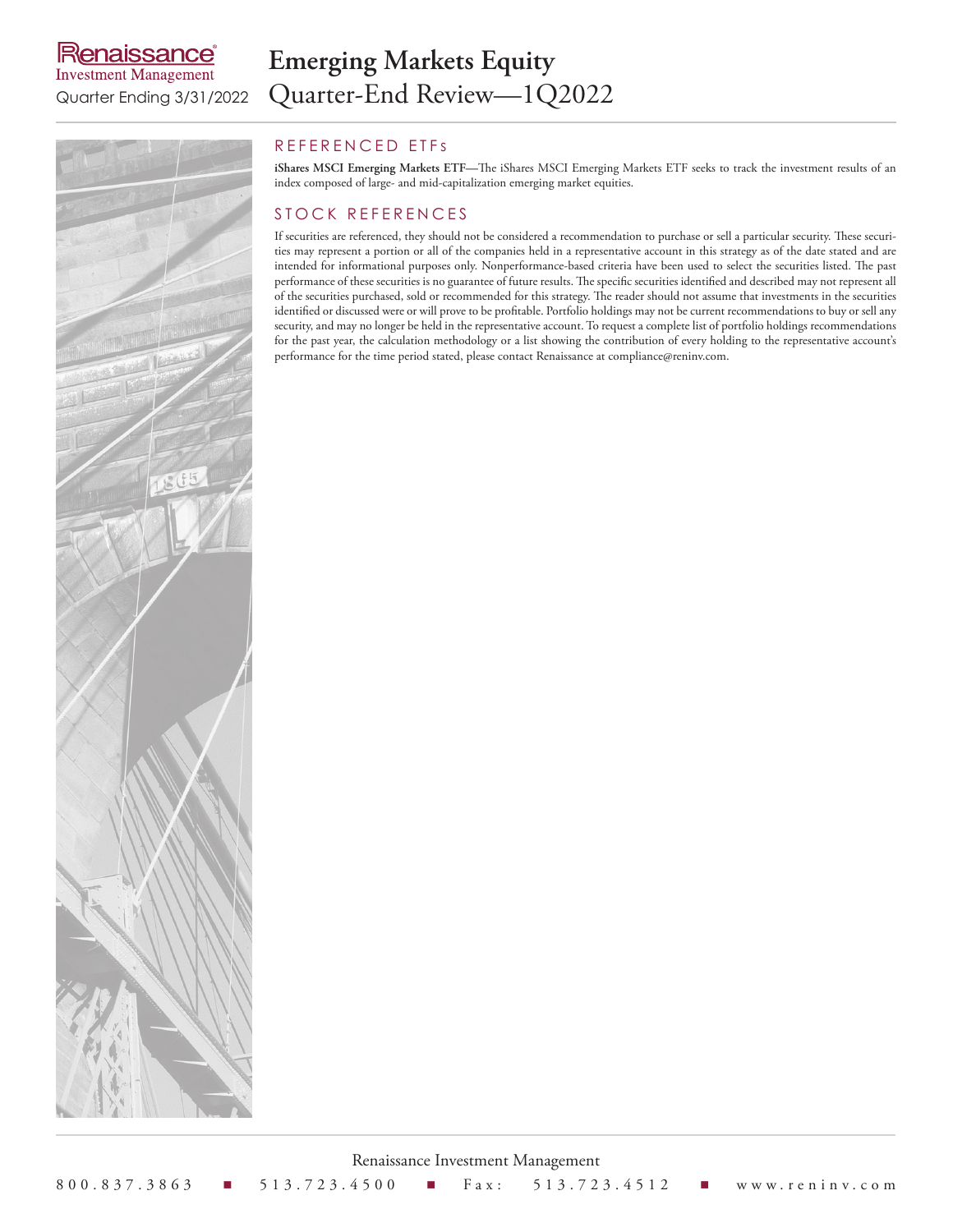## REFERENCED ETFs

**iShares MSCI Emerging Markets ETF**—The iShares MSCI Emerging Markets ETF seeks to track the investment results of an index composed of large- and mid-capitalization emerging market equities.

## STOCK REFERENCES

If securities are referenced, they should not be considered a recommendation to purchase or sell a particular security. These securities may represent a portion or all of the companies held in a representative account in this strategy as of the date stated and are intended for informational purposes only. Nonperformance-based criteria have been used to select the securities listed. The past performance of these securities is no guarantee of future results. The specific securities identified and described may not represent all of the securities purchased, sold or recommended for this strategy. The reader should not assume that investments in the securities identified or discussed were or will prove to be profitable. Portfolio holdings may not be current recommendations to buy or sell any security, and may no longer be held in the representative account. To request a complete list of portfolio holdings recommendations for the past year, the calculation methodology or a list showing the contribution of every holding to the representative account's performance for the time period stated, please contact Renaissance at compliance@reninv.com.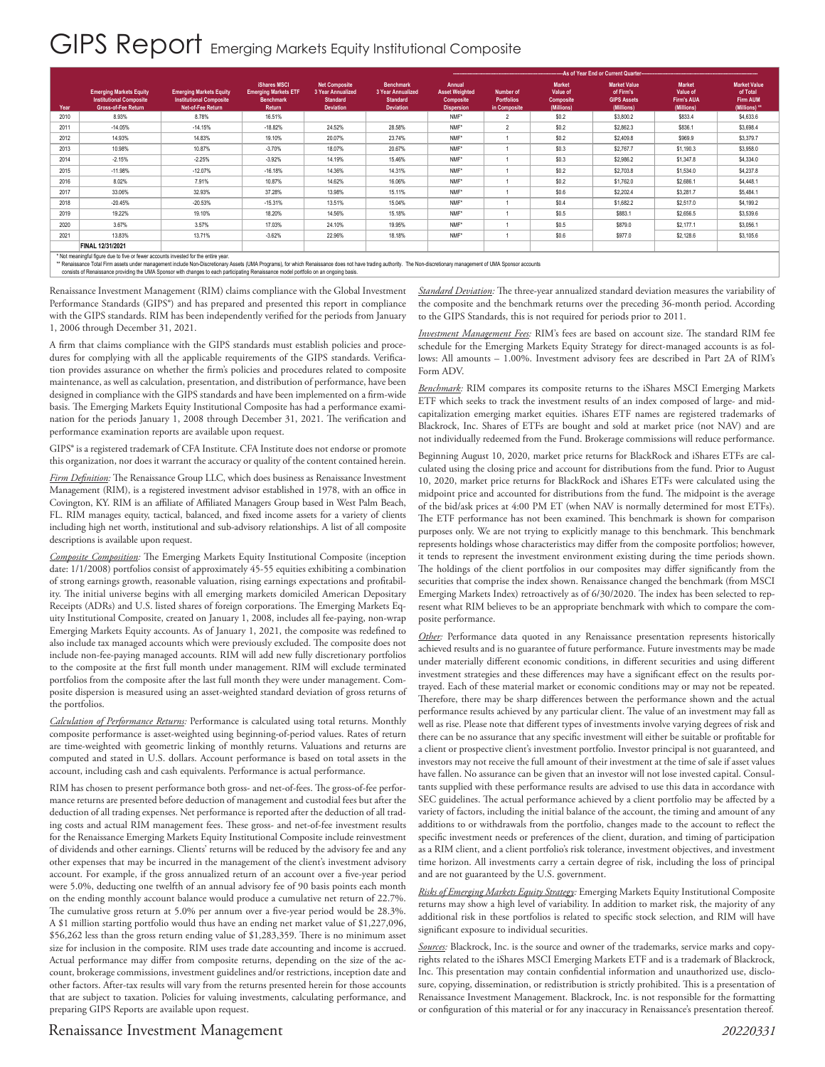# GIPS Report Emerging Markets Equity Institutional Composite

| | | | | | | -----As of Year End or Current Quarter----- | | | | | |
|---|---|---|---|---|---|---|---|---|---|---|---|
| Year | Emerging Markets Equity Institutional Composite Gross-of-Fee Return | Emerging Markets Equity Institutional Composite Net-of-Fee Return | iShares MSCI Emerging Markets ETF Benchmark Return | Net Composite 3 Year Annualized Standard Deviation | Benchmark 3 Year Annualized Standard Deviation | Annual Asset Weighted Composite Dispersion | Number of Portfolios in Composite | Market Value of Composite (Millions) | Market Value of Firm's GIPS Assets (Millions) | Market Value of Firm's AUA (Millions) | Market Value of Total Firm AUM (Millions) ** |
| 2010 | 8.93% | 8.78% | 16.51% | | | NMF* | 2 | $0.2 | $3,800.2 | $833.4 | $4,633.6 |
| 2011 | -14.05% | -14.15% | -18.82% | 24.52% | 28.58% | NMF* | 2 | $0.2 | $2,862.3 | $836.1 | $3,698.4 |
| 2012 | 14.93% | 14.83% | 19.10% | 20.07% | 23.74% | NMF* | 1 | $0.2 | $2,409.8 | $969.9 | $3,379.7 |
| 2013 | 10.98% | 10.87% | -3.70% | 18.07% | 20.67% | NMF* | 1 | $0.3 | $2,767.7 | $1,190.3 | $3,958.0 |
| 2014 | -2.15% | -2.25% | -3.92% | 14.19% | 15.46% | NMF* | 1 | $0.3 | $2,986.2 | $1,347.8 | $4,334.0 |
| 2015 | -11.98% | -12.07% | -16.18% | 14.36% | 14.31% | NMF* | 1 | $0.2 | $2,703.8 | $1,534.0 | $4,237.8 |
| 2016 | 8.02% | 7.91% | 10.87% | 14.62% | 16.06% | NMF* | 1 | $0.2 | $1,762.0 | $2,686.1 | $4,448.1 |
| 2017 | 33.06% | 32.93% | 37.28% | 13.98% | 15.11% | NMF* | 1 | $0.6 | $2,202.4 | $3,281.7 | $5,484.1 |
| 2018 | -20.45% | -20.53% | -15.31% | 13.51% | 15.04% | NMF* | 1 | $0.4 | $1,682.2 | $2,517.0 | $4,199.2 |
| 2019 | 19.22% | 19.10% | 18.20% | 14.56% | 15.18% | NMF* | 1 | $0.5 | $883.1 | $2,656.5 | $3,539.6 |
| 2020 | 3.67% | 3.57% | 17.03% | 24.10% | 19.95% | NMF* | 1 | $0.5 | $879.0 | $2,177.1 | $3,056.1 |
| 2021 | 13.83% | 13.71% | -3.62% | 22.96% | 18.18% | NMF* | 1 | $0.6 | $977.0 | $2,128.6 | $3,105.6 |
| | FINAL 12/31/2021 | | | | | | | | | | |

\* Not meaningful figure due to five or fewer accounts invested for the entire year.

** Renaissance Total Firm assets under management include Non-Discretionary Assets (UMA Programs), for which Renaissance does not have trading authority. The Non-discretionary management of UMA Sponsor accounts consists of Renaissance providing the UMA Sponsor with changes to each participating Renaissance model portfolio on an ongoing basis.

Renaissance Investment Management (RIM) claims compliance with the Global Investment Performance Standards (GIPS®) and has prepared and presented this report in compliance with the GIPS standards. RIM has been independently verified for the periods from January 1, 2006 through December 31, 2021.

A firm that claims compliance with the GIPS standards must establish policies and procedures for complying with all the applicable requirements of the GIPS standards. Verification provides assurance on whether the firm's policies and procedures related to composite maintenance, as well as calculation, presentation, and distribution of performance, have been designed in compliance with the GIPS standards and have been implemented on a firm-wide basis. The Emerging Markets Equity Institutional Composite has had a performance examination for the periods January 1, 2008 through December 31, 2021. The verification and performance examination reports are available upon request.

GIPS® is a registered trademark of CFA Institute. CFA Institute does not endorse or promote this organization, nor does it warrant the accuracy or quality of the content contained herein.

*Firm Definition:* The Renaissance Group LLC, which does business as Renaissance Investment Management (RIM), is a registered investment advisor established in 1978, with an office in Covington, KY. RIM is an affiliate of Affiliated Managers Group based in West Palm Beach, FL. RIM manages equity, tactical, balanced, and fixed income assets for a variety of clients including high net worth, institutional and sub-advisory relationships. A list of all composite descriptions is available upon request.

*Composite Composition:* The Emerging Markets Equity Institutional Composite (inception date: 1/1/2008) portfolios consist of approximately 45-55 equities exhibiting a combination of strong earnings growth, reasonable valuation, rising earnings expectations and profitability. The initial universe begins with all emerging markets domiciled American Depositary Receipts (ADRs) and U.S. listed shares of foreign corporations. The Emerging Markets Equity Institutional Composite, created on January 1, 2008, includes all fee-paying, non-wrap Emerging Markets Equity accounts. As of January 1, 2021, the composite was redefined to also include tax managed accounts which were previously excluded. The composite does not include non-fee-paying managed accounts. RIM will add new fully discretionary portfolios to the composite at the first full month under management. RIM will exclude terminated portfolios from the composite after the last full month they were under management. Composite dispersion is measured using an asset-weighted standard deviation of gross returns of the portfolios.

*Calculation of Performance Returns:* Performance is calculated using total returns. Monthly composite performance is asset-weighted using beginning-of-period values. Rates of return are time-weighted with geometric linking of monthly returns. Valuations and returns are computed and stated in U.S. dollars. Account performance is based on total assets in the account, including cash and cash equivalents. Performance is actual performance.

RIM has chosen to present performance both gross- and net-of-fees. The gross-of-fee performance returns are presented before deduction of management and custodial fees but after the deduction of all trading expenses. Net performance is reported after the deduction of all trading costs and actual RIM management fees. These gross- and net-of-fee investment results for the Renaissance Emerging Markets Equity Institutional Composite include reinvestment of dividends and other earnings. Clients' returns will be reduced by the advisory fee and any other expenses that may be incurred in the management of the client's investment advisory account. For example, if the gross annualized return of an account over a five-year period were 5.0%, deducting one twelfth of an annual advisory fee of 90 basis points each month on the ending monthly account balance would produce a cumulative net return of 22.7%. The cumulative gross return at 5.0% per annum over a five-year period would be 28.3%. A $1 million starting portfolio would thus have an ending net market value of $1,227,096, $56,262 less than the gross return ending value of $1,283,359. There is no minimum asset size for inclusion in the composite. RIM uses trade date accounting and income is accrued. Actual performance may differ from composite returns, depending on the size of the account, brokerage commissions, investment guidelines and/or restrictions, inception date and other factors. After-tax results will vary from the returns presented herein for those accounts that are subject to taxation. Policies for valuing investments, calculating performance, and preparing GIPS Reports are available upon request.

*Standard Deviation:* The three-year annualized standard deviation measures the variability of the composite and the benchmark returns over the preceding 36-month period. According to the GIPS Standards, this is not required for periods prior to 2011.

*Investment Management Fees:* RIM's fees are based on account size. The standard RIM fee schedule for the Emerging Markets Equity Strategy for direct-managed accounts is as follows: All amounts – 1.00%. Investment advisory fees are described in Part 2A of RIM's Form ADV.

*Benchmark:* RIM compares its composite returns to the iShares MSCI Emerging Markets ETF which seeks to track the investment results of an index composed of large- and mid-capitalization emerging market equities. iShares ETF names are registered trademarks of Blackrock, Inc. Shares of ETFs are bought and sold at market price (not NAV) and are not individually redeemed from the Fund. Brokerage commissions will reduce performance.

Beginning August 10, 2020, market price returns for BlackRock and iShares ETFs are calculated using the closing price and account for distributions from the fund. Prior to August 10, 2020, market price returns for BlackRock and iShares ETFs were calculated using the midpoint price and accounted for distributions from the fund. The midpoint is the average of the bid/ask prices at 4:00 PM ET (when NAV is normally determined for most ETFs). The ETF performance has not been examined. This benchmark is shown for comparison purposes only. We are not trying to explicitly manage to this benchmark. This benchmark represents holdings whose characteristics may differ from the composite portfolios; however, it tends to represent the investment environment existing during the time periods shown. The holdings of the client portfolios in our composites may differ significantly from the securities that comprise the index shown. Renaissance changed the benchmark (from MSCI Emerging Markets Index) retroactively as of 6/30/2020. The index has been selected to represent what RIM believes to be an appropriate benchmark with which to compare the composite performance.

*Other:* Performance data quoted in any Renaissance presentation represents historically achieved results and is no guarantee of future performance. Future investments may be made under materially different economic conditions, in different securities and using different investment strategies and these differences may have a significant effect on the results portrayed. Each of these material market or economic conditions may or may not be repeated. Therefore, there may be sharp differences between the performance shown and the actual performance results achieved by any particular client. The value of an investment may fall as well as rise. Please note that different types of investments involve varying degrees of risk and there can be no assurance that any specific investment will either be suitable or profitable for a client or prospective client's investment portfolio. Investor principal is not guaranteed, and investors may not receive the full amount of their investment at the time of sale if asset values have fallen. No assurance can be given that an investor will not lose invested capital. Consultants supplied with these performance results are advised to use this data in accordance with SEC guidelines. The actual performance achieved by a client portfolio may be affected by a variety of factors, including the initial balance of the account, the timing and amount of any additions to or withdrawals from the portfolio, changes made to the account to reflect the specific investment needs or preferences of the client, duration, and timing of participation as a RIM client, and a client portfolio's risk tolerance, investment objectives, and investment time horizon. All investments carry a certain degree of risk, including the loss of principal and are not guaranteed by the U.S. government.

*Risks of Emerging Markets Equity Strategy:* Emerging Markets Equity Institutional Composite returns may show a high level of variability. In addition to market risk, the majority of any additional risk in these portfolios is related to specific stock selection, and RIM will have significant exposure to individual securities.

*Sources:* Blackrock, Inc. is the source and owner of the trademarks, service marks and copyrights related to the iShares MSCI Emerging Markets ETF and is a trademark of Blackrock, Inc. This presentation may contain confidential information and unauthorized use, disclosure, copying, dissemination, or redistribution is strictly prohibited. This is a presentation of Renaissance Investment Management. Blackrock, Inc. is not responsible for the formatting or configuration of this material or for any inaccuracy in Renaissance's presentation thereof.

Renaissance Investment Management

20220331